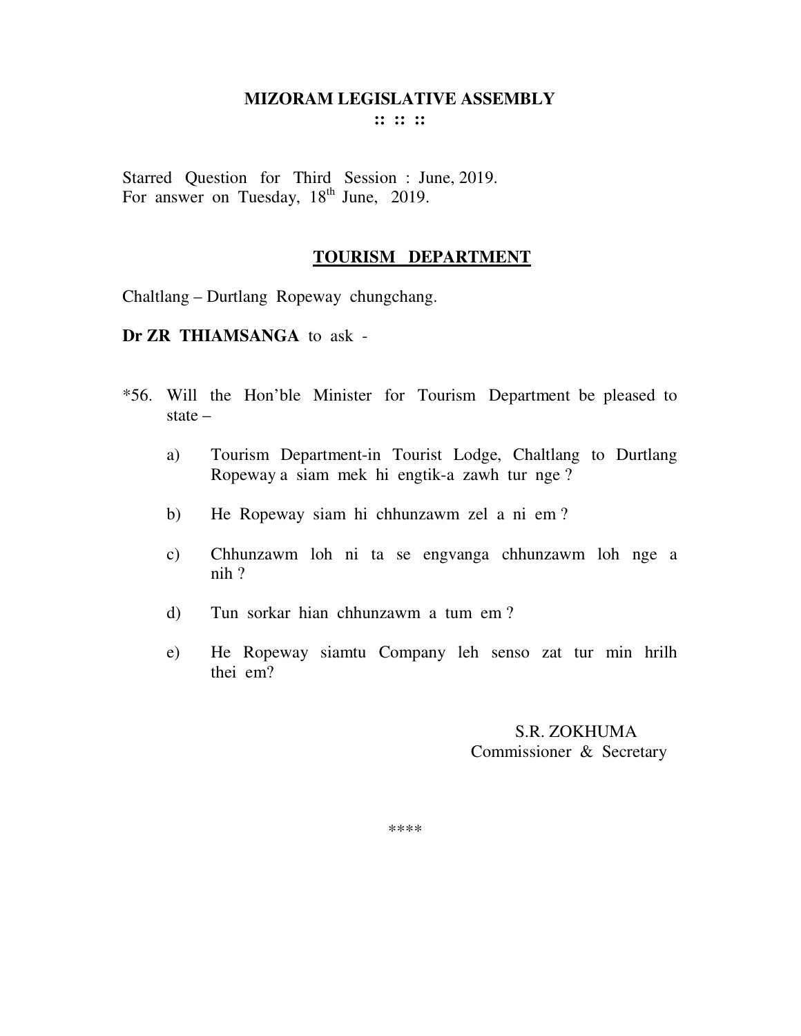# MIZORAM LEGISLATIVE ASSEMBLY

**:: :: ::**

Starred Question for Third Session : June, 2019.
For answer on Tuesday, 18th June, 2019.

## TOURISM DEPARTMENT

Chaltlang – Durtlang Ropeway chungchang.

**Dr ZR THIAMSANGA** to ask -

*56. Will the Hon'ble Minister for Tourism Department be pleased to state –

a) Tourism Department-in Tourist Lodge, Chaltlang to Durtlang Ropeway a siam mek hi engtik-a zawh tur nge ?

b) He Ropeway siam hi chhunzawm zel a ni em ?

c) Chhunzawm loh ni ta se engvanga chhunzawm loh nge a nih ?

d) Tun sorkar hian chhunzawm a tum em ?

e) He Ropeway siamtu Company leh senso zat tur min hrilh thei em?

S.R. ZOKHUMA
Commissioner & Secretary

****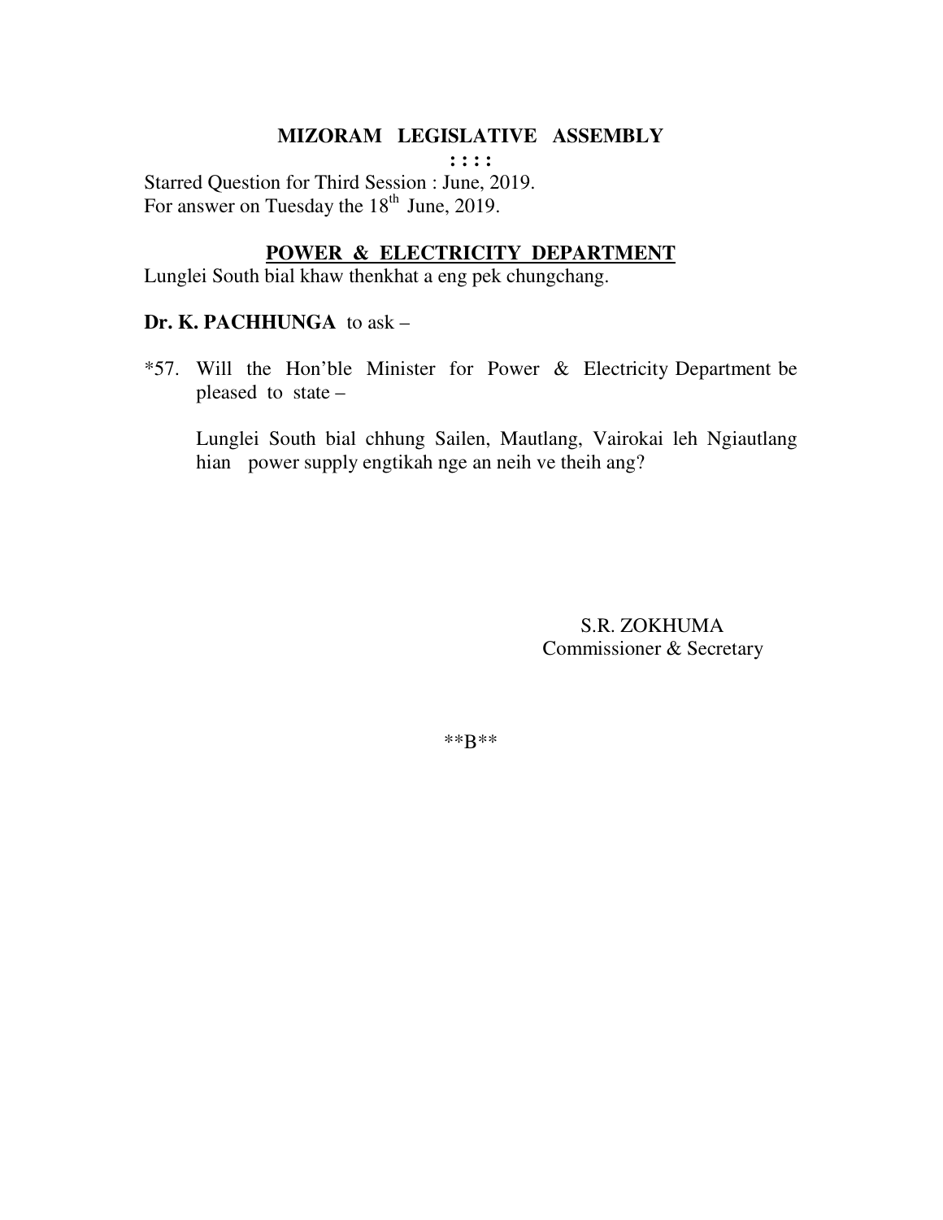**MIZORAM LEGISLATIVE ASSEMBLY**

**: : : :**

Starred Question for Third Session : June, 2019.
For answer on Tuesday the 18th June, 2019.

**POWER & ELECTRICITY DEPARTMENT**

Lunglei South bial khaw thenkhat a eng pek chungchang.

**Dr. K. PACHHUNGA** to ask –

*57. Will the Hon'ble Minister for Power & Electricity Department be pleased to state –

Lunglei South bial chhung Sailen, Mautlang, Vairokai leh Ngiautlang hian power supply engtikah nge an neih ve theih ang?

S.R. ZOKHUMA
Commissioner & Secretary

**B**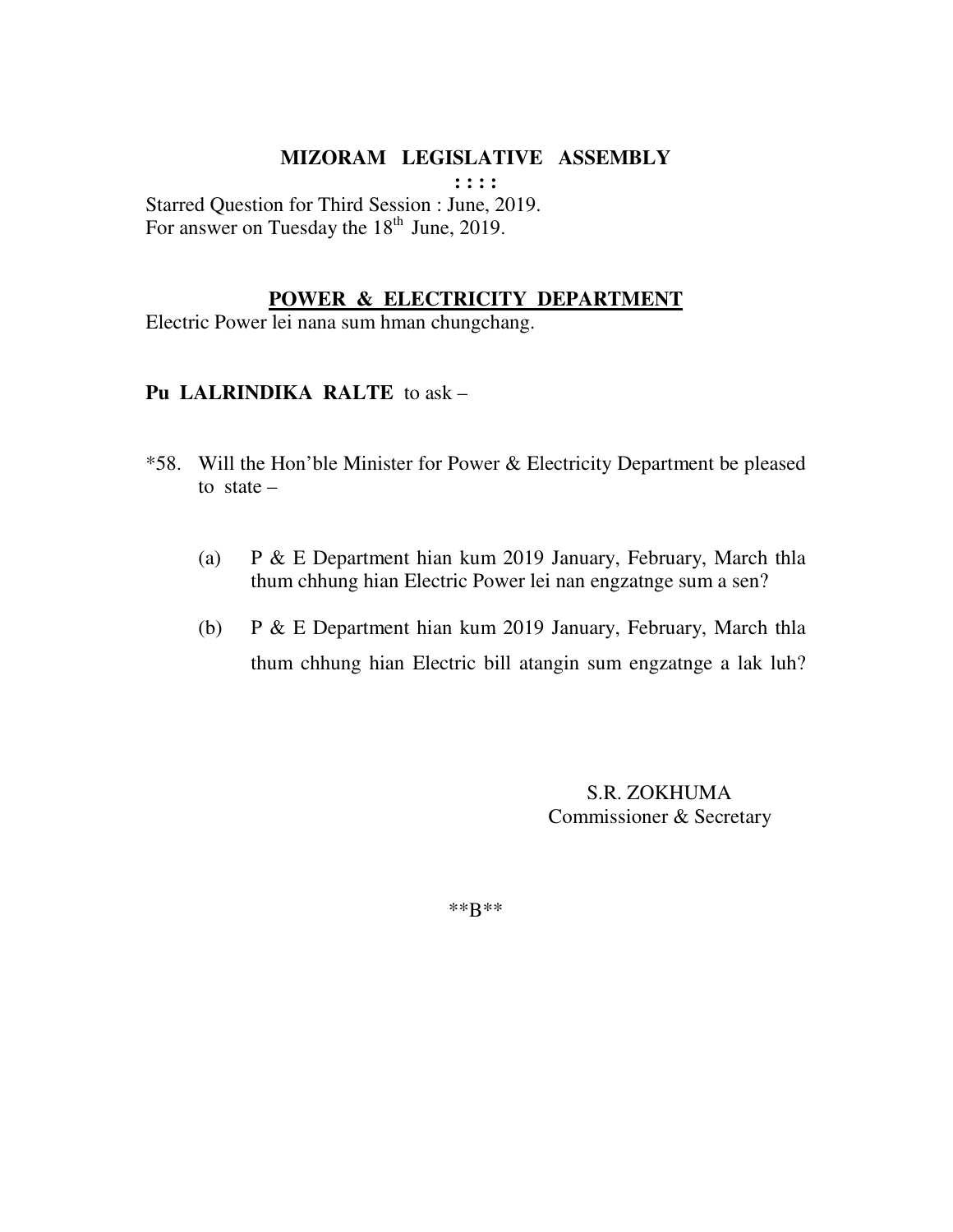# MIZORAM LEGISLATIVE ASSEMBLY

: : : :

Starred Question for Third Session : June, 2019.
For answer on Tuesday the 18th June, 2019.

## POWER & ELECTRICITY DEPARTMENT

Electric Power lei nana sum hman chungchang.

**Pu LALRINDIKA RALTE** to ask –

*58. Will the Hon'ble Minister for Power & Electricity Department be pleased to state –

(a) P & E Department hian kum 2019 January, February, March thla thum chhung hian Electric Power lei nan engzatnge sum a sen?

(b) P & E Department hian kum 2019 January, February, March thla thum chhung hian Electric bill atangin sum engzatnge a lak luh?

S.R. ZOKHUMA
Commissioner & Secretary

**B**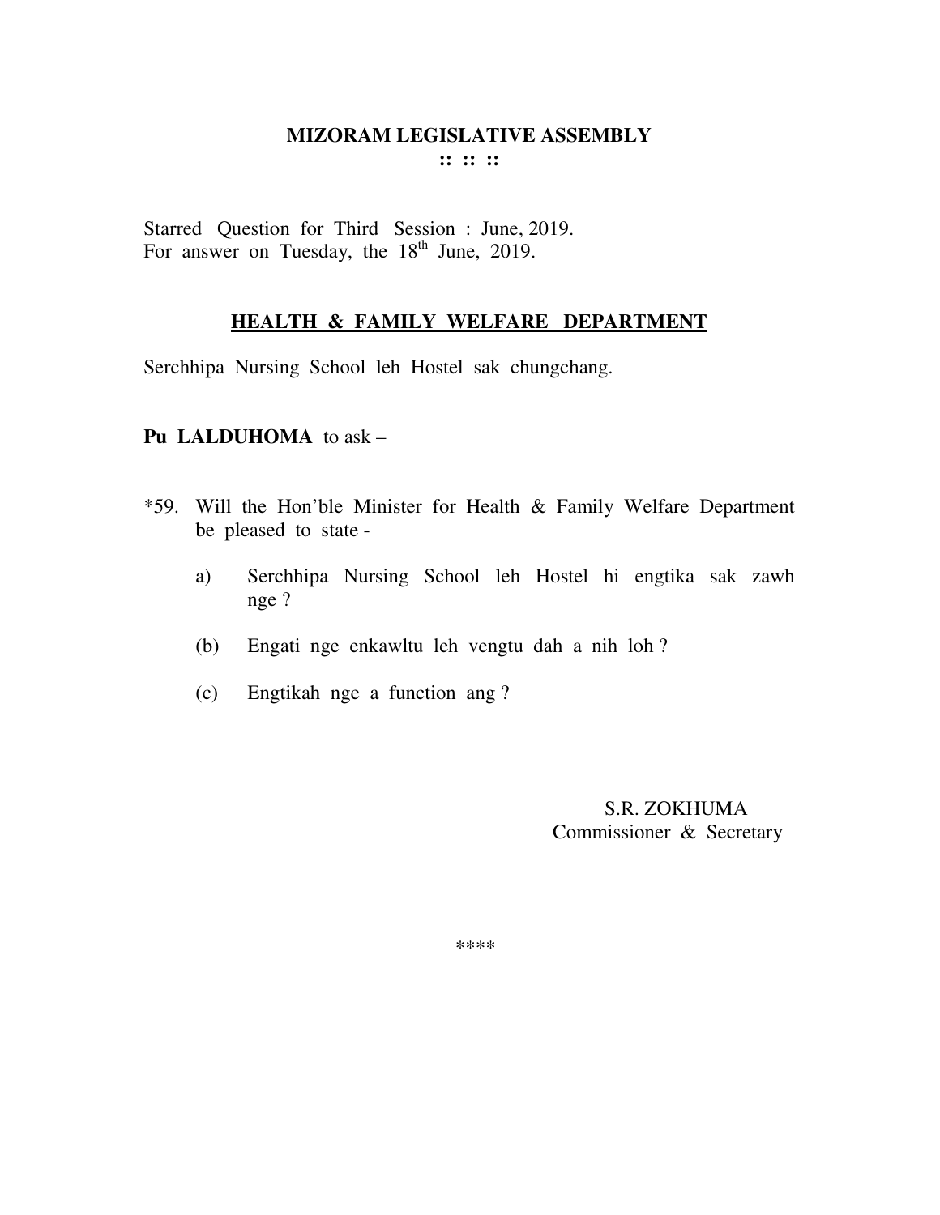# MIZORAM LEGISLATIVE ASSEMBLY

**:: :: ::**

Starred Question for Third Session : June, 2019.
For answer on Tuesday, the 18th June, 2019.

## HEALTH & FAMILY WELFARE DEPARTMENT

Serchhipa Nursing School leh Hostel sak chungchang.

**Pu LALDUHOMA** to ask –

*59. Will the Hon'ble Minister for Health & Family Welfare Department be pleased to state -

a) Serchhipa Nursing School leh Hostel hi engtika sak zawh nge ?

(b) Engati nge enkawltu leh vengtu dah a nih loh ?

(c) Engtikah nge a function ang ?

S.R. ZOKHUMA
Commissioner & Secretary

****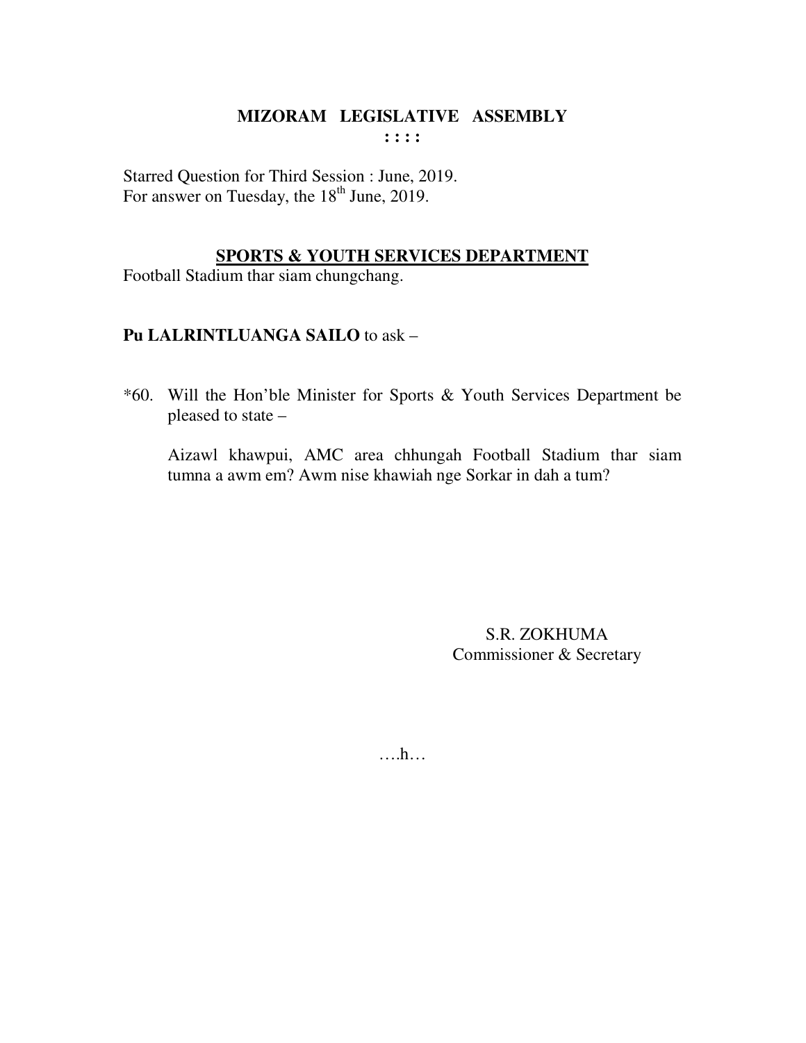# MIZORAM LEGISLATIVE ASSEMBLY

**: : : :**

Starred Question for Third Session : June, 2019.
For answer on Tuesday, the 18th June, 2019.

## SPORTS & YOUTH SERVICES DEPARTMENT

Football Stadium thar siam chungchang.

**Pu LALRINTLUANGA SAILO** to ask –

*60. Will the Hon'ble Minister for Sports & Youth Services Department be pleased to state –

Aizawl khawpui, AMC area chhungah Football Stadium thar siam tumna a awm em? Awm nise khawiah nge Sorkar in dah a tum?

S.R. ZOKHUMA
Commissioner & Secretary

….h…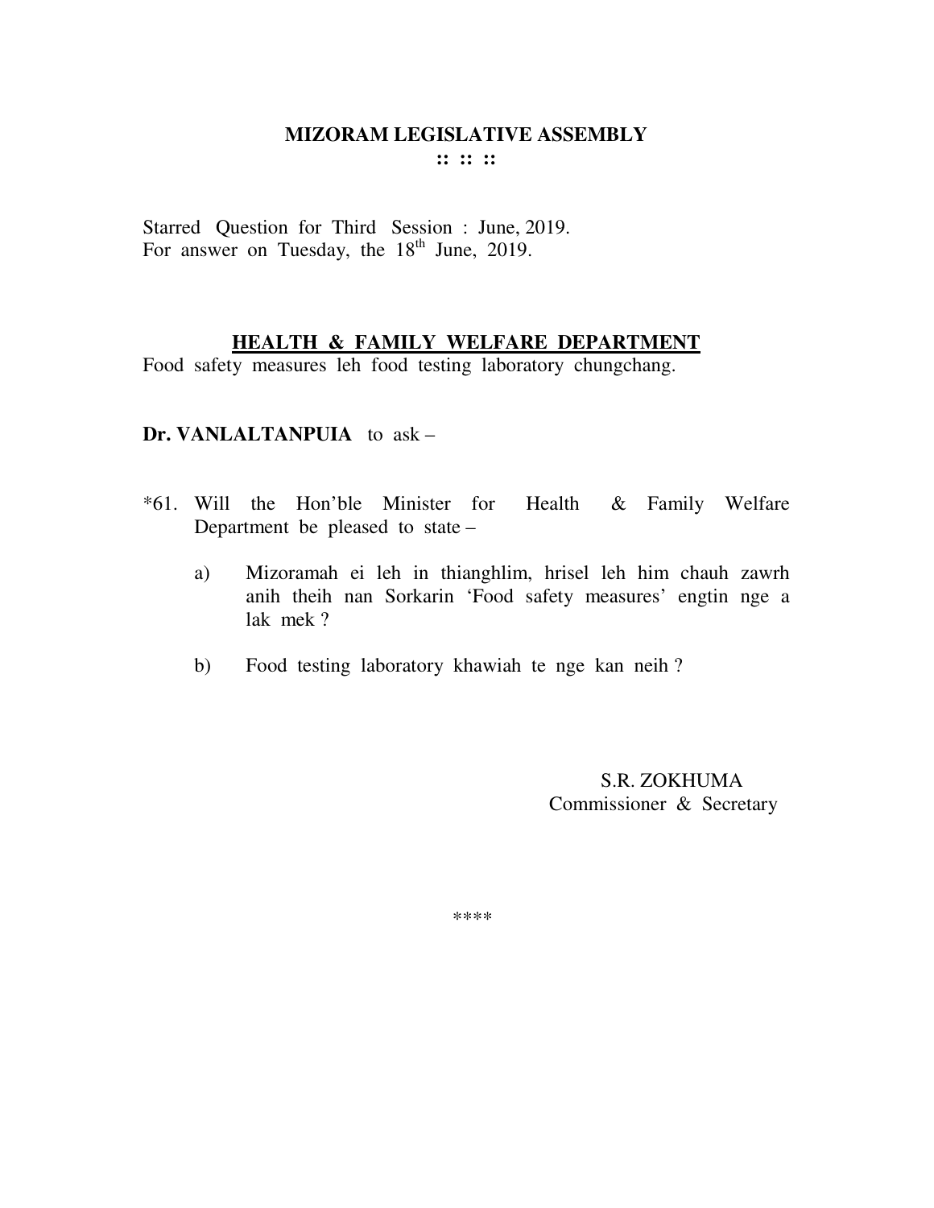# MIZORAM LEGISLATIVE ASSEMBLY

**:: :: ::**

Starred Question for Third Session : June, 2019.
For answer on Tuesday, the 18th June, 2019.

## HEALTH & FAMILY WELFARE DEPARTMENT

Food safety measures leh food testing laboratory chungchang.

**Dr. VANLALTANPUIA** to ask –

*61. Will the Hon'ble Minister for Health & Family Welfare Department be pleased to state –

a) Mizoramah ei leh in thianghlim, hrisel leh him chauh zawrh anih theih nan Sorkarin 'Food safety measures' engtin nge a lak mek ?

b) Food testing laboratory khawiah te nge kan neih ?

S.R. ZOKHUMA
Commissioner & Secretary

****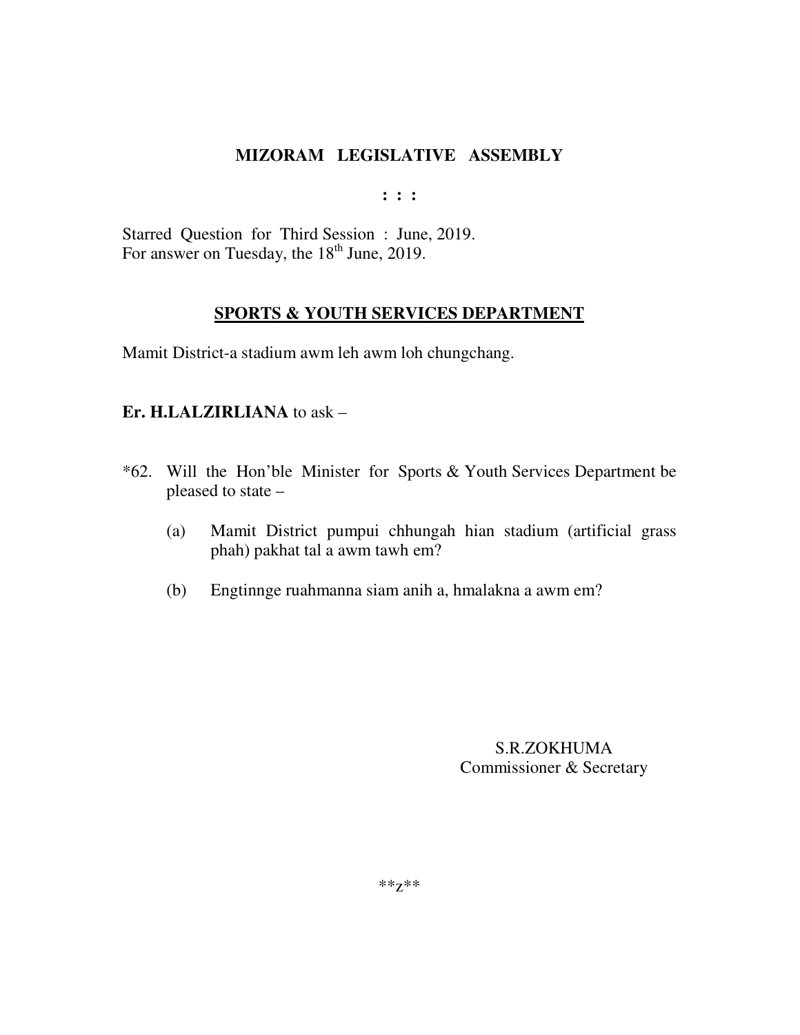# MIZORAM LEGISLATIVE ASSEMBLY

**: : :**

Starred Question for Third Session : June, 2019.
For answer on Tuesday, the 18th June, 2019.

## SPORTS & YOUTH SERVICES DEPARTMENT

Mamit District-a stadium awm leh awm loh chungchang.

**Er. H.LALZIRLIANA** to ask –

*62. Will the Hon'ble Minister for Sports & Youth Services Department be pleased to state –

(a) Mamit District pumpui chhungah hian stadium (artificial grass phah) pakhat tal a awm tawh em?

(b) Engtinnge ruahmanna siam anih a, hmalakna a awm em?

S.R.ZOKHUMA
Commissioner & Secretary

**z**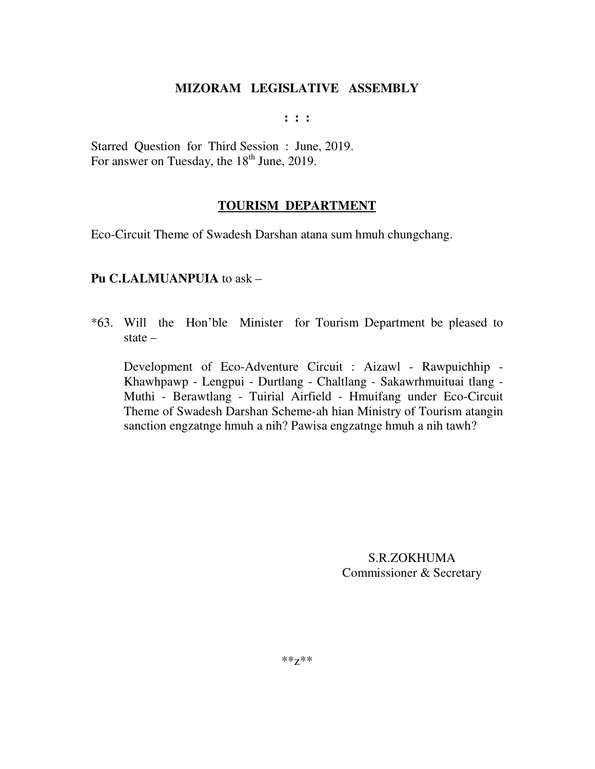# MIZORAM LEGISLATIVE ASSEMBLY

: : :

Starred Question for Third Session : June, 2019.
For answer on Tuesday, the 18th June, 2019.

## TOURISM DEPARTMENT

Eco-Circuit Theme of Swadesh Darshan atana sum hmuh chungchang.

**Pu C.LALMUANPUIA** to ask –

*63. Will the Hon'ble Minister for Tourism Department be pleased to state –

Development of Eco-Adventure Circuit : Aizawl - Rawpuichhip - Khawhpawp - Lengpui - Durtlang - Chaltlang - Sakawrhmuituai tlang - Muthi - Berawtlang - Tuirial Airfield - Hmuifang under Eco-Circuit Theme of Swadesh Darshan Scheme-ah hian Ministry of Tourism atangin sanction engzatnge hmuh a nih? Pawisa engzatnge hmuh a nih tawh?

S.R.ZOKHUMA
Commissioner & Secretary

**z**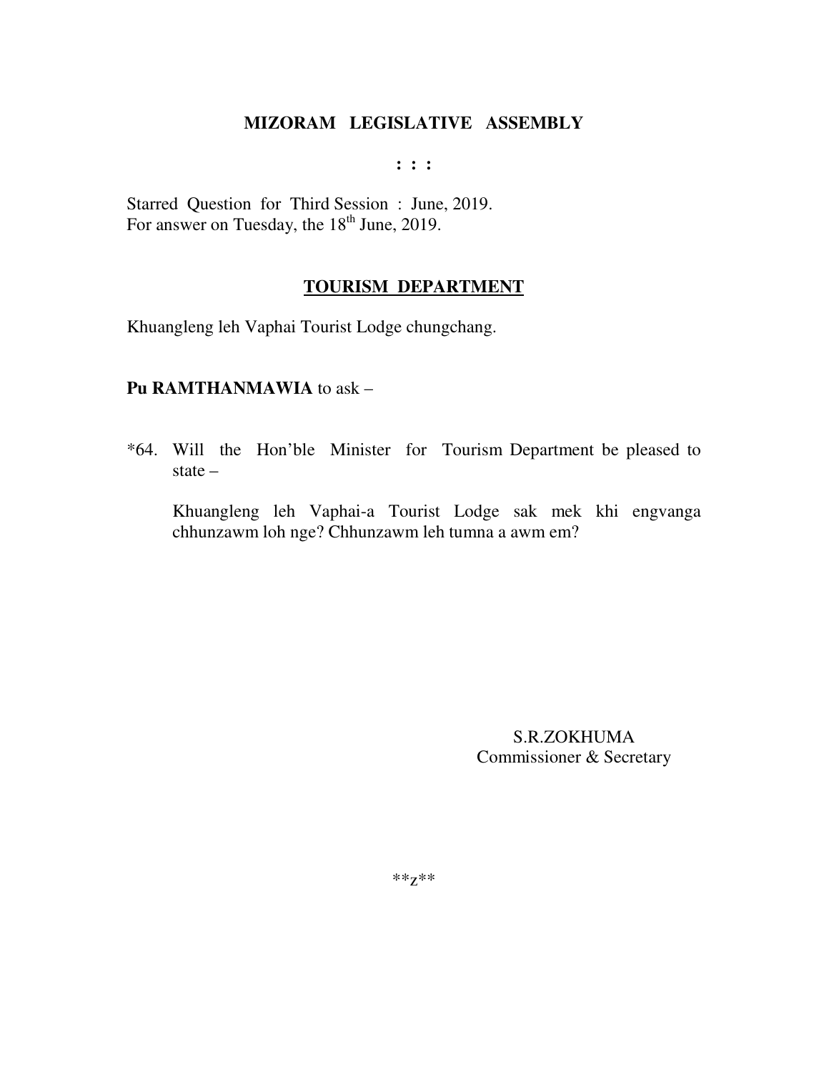# MIZORAM LEGISLATIVE ASSEMBLY

: : :

Starred Question for Third Session : June, 2019.
For answer on Tuesday, the 18th June, 2019.

## TOURISM DEPARTMENT

Khuangleng leh Vaphai Tourist Lodge chungchang.

**Pu RAMTHANMAWIA** to ask –

*64. Will the Hon'ble Minister for Tourism Department be pleased to state –

Khuangleng leh Vaphai-a Tourist Lodge sak mek khi engvanga chhunzawm loh nge? Chhunzawm leh tumna a awm em?

S.R.ZOKHUMA
Commissioner & Secretary

**z**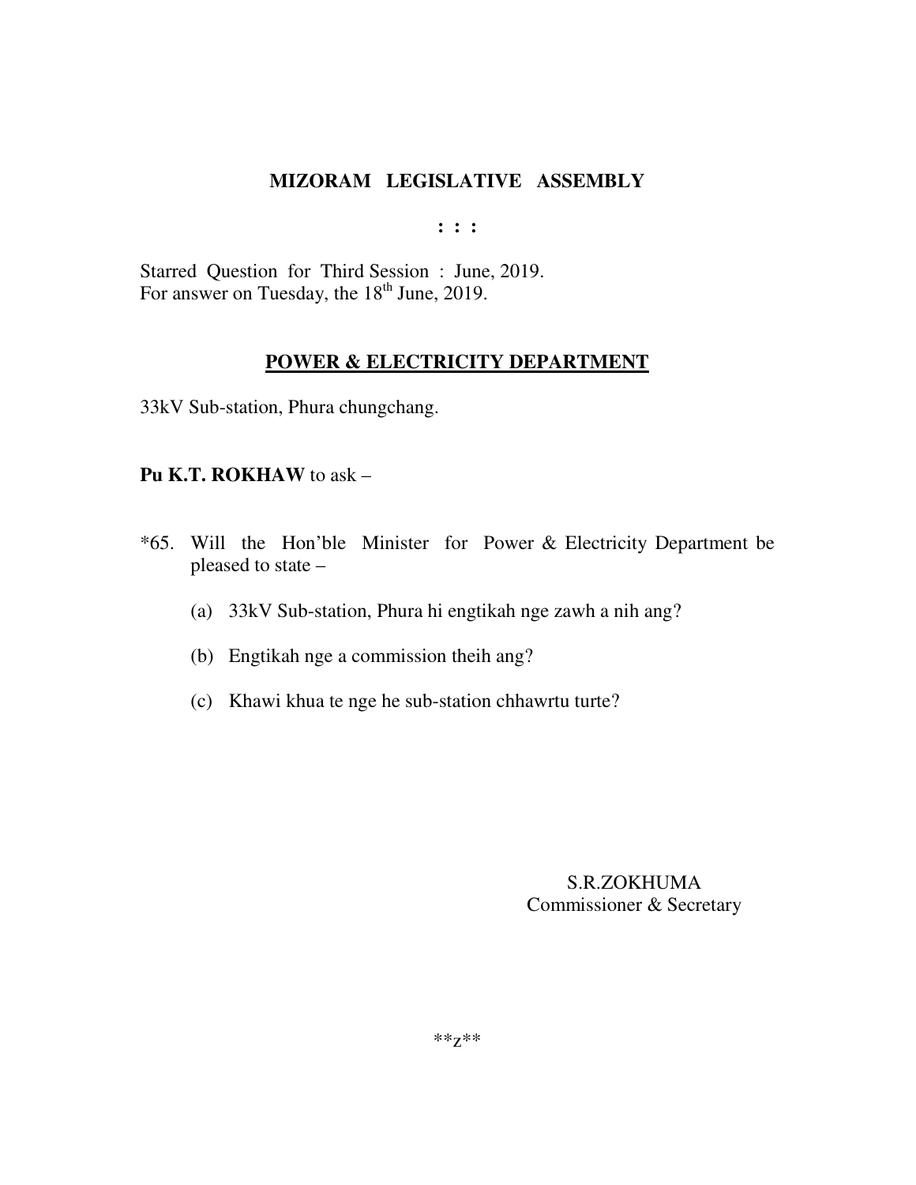# MIZORAM LEGISLATIVE ASSEMBLY

: : :

Starred Question for Third Session : June, 2019.
For answer on Tuesday, the 18th June, 2019.

## POWER & ELECTRICITY DEPARTMENT

33kV Sub-station, Phura chungchang.

**Pu K.T. ROKHAW** to ask –

*65. Will the Hon'ble Minister for Power & Electricity Department be pleased to state –

(a) 33kV Sub-station, Phura hi engtikah nge zawh a nih ang?

(b) Engtikah nge a commission theih ang?

(c) Khawi khua te nge he sub-station chhawrtu turte?

S.R.ZOKHUMA
Commissioner & Secretary

\*\*z\*\*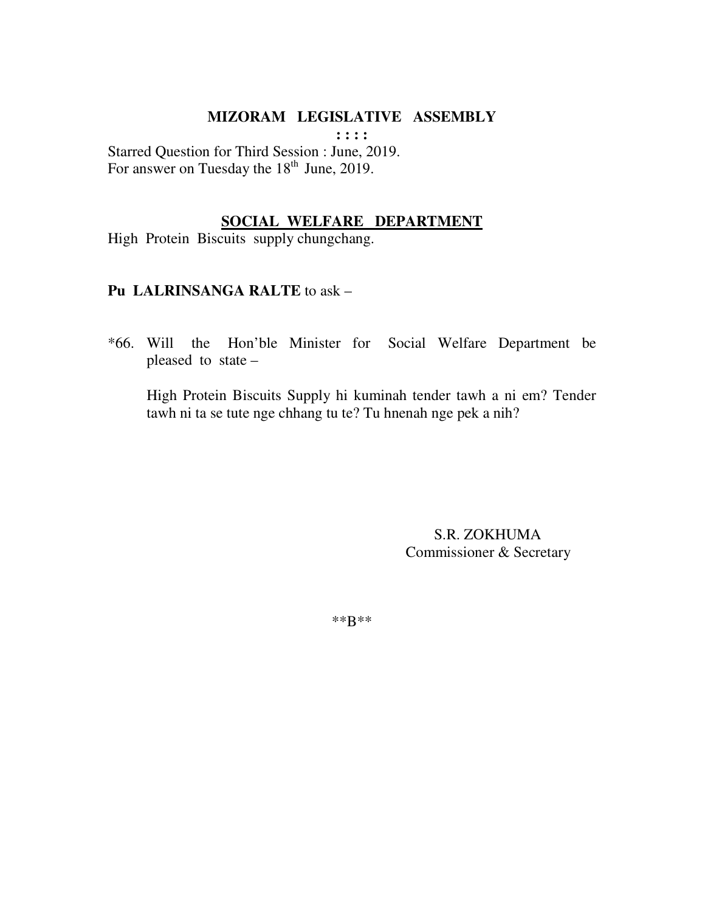## MIZORAM LEGISLATIVE ASSEMBLY

: : : :

Starred Question for Third Session : June, 2019.
For answer on Tuesday the 18th June, 2019.

### SOCIAL WELFARE DEPARTMENT

High Protein Biscuits supply chungchang.

**Pu LALRINSANGA RALTE** to ask –

*66. Will the Hon'ble Minister for Social Welfare Department be pleased to state –

High Protein Biscuits Supply hi kuminah tender tawh a ni em? Tender tawh ni ta se tute nge chhang tu te? Tu hnenah nge pek a nih?

S.R. ZOKHUMA
Commissioner & Secretary

**B**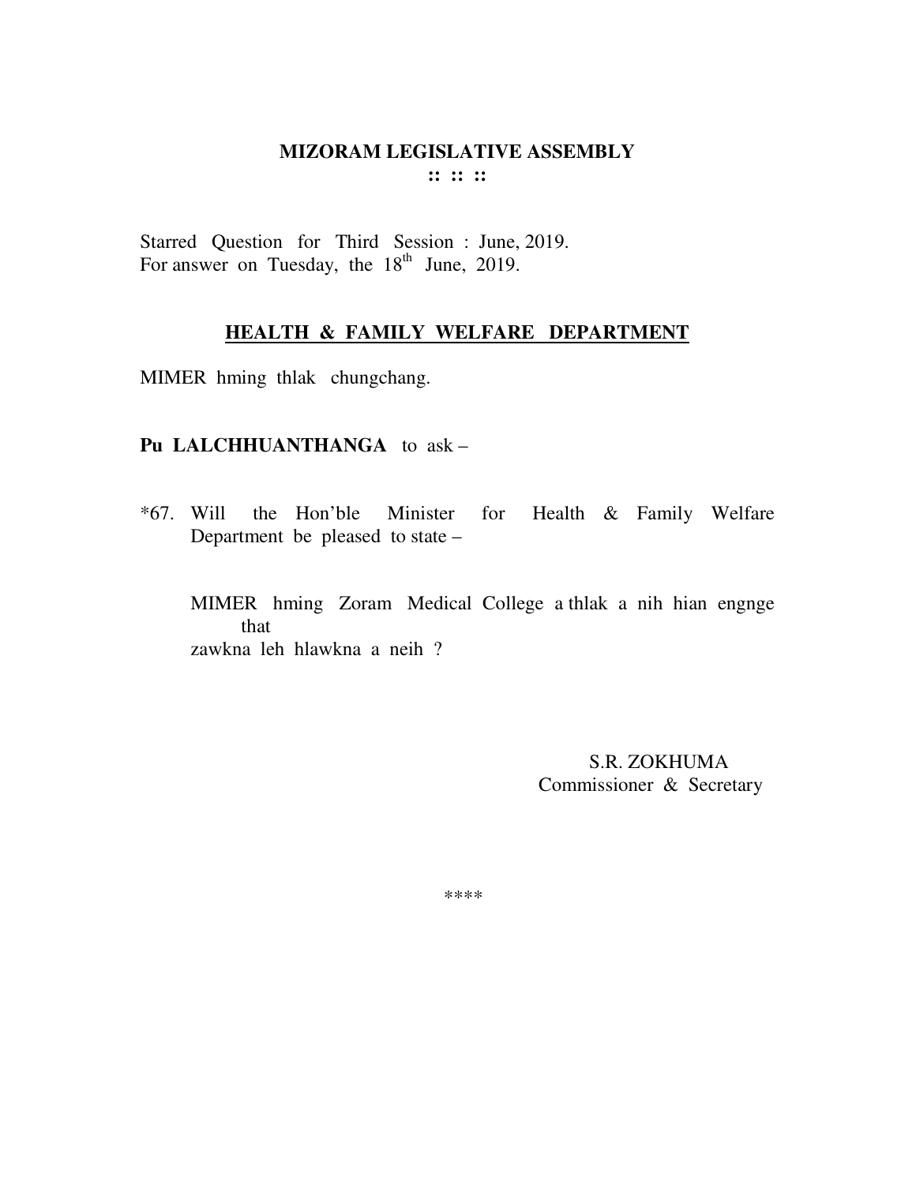# MIZORAM LEGISLATIVE ASSEMBLY

**:: :: ::**

Starred Question for Third Session : June, 2019.
For answer on Tuesday, the 18th June, 2019.

## HEALTH & FAMILY WELFARE DEPARTMENT

MIMER hming thlak chungchang.

**Pu LALCHHUANTHANGA** to ask –

*67. Will the Hon'ble Minister for Health & Family Welfare Department be pleased to state –

MIMER hming Zoram Medical College a thlak a nih hian engnge that zawkna leh hlawkna a neih ?

S.R. ZOKHUMA
Commissioner & Secretary

****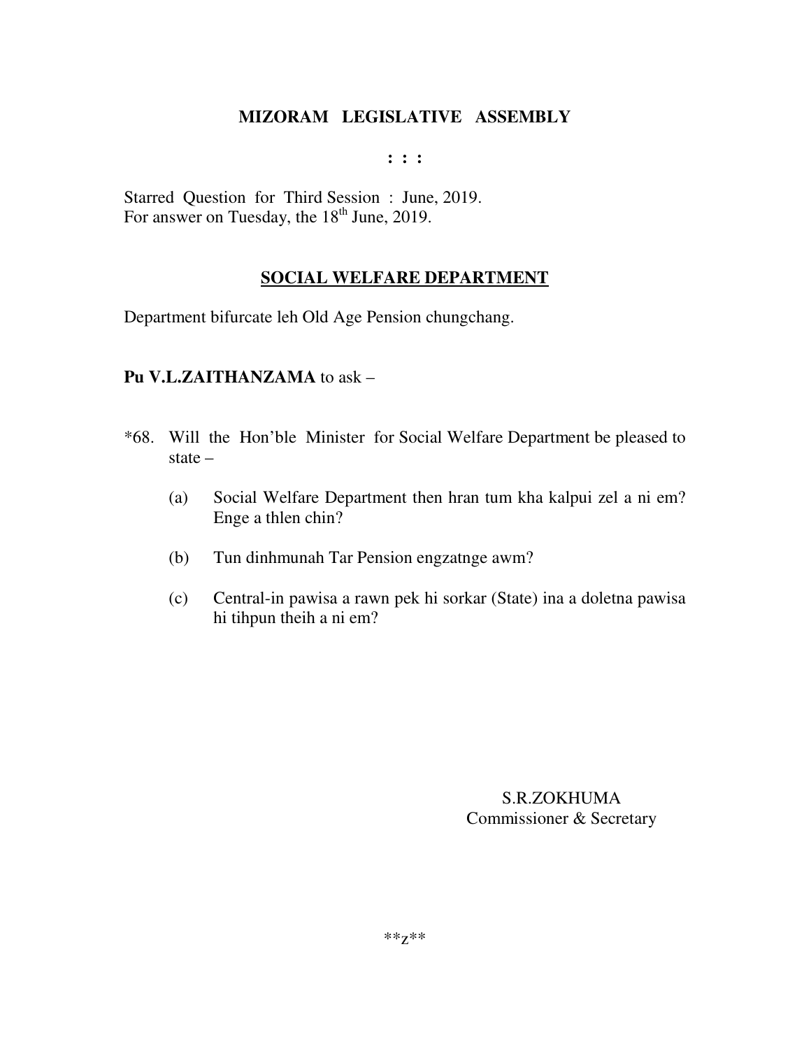**MIZORAM LEGISLATIVE ASSEMBLY**

**: : :**

Starred Question for Third Session : June, 2019.
For answer on Tuesday, the 18th June, 2019.

## SOCIAL WELFARE DEPARTMENT

Department bifurcate leh Old Age Pension chungchang.

**Pu V.L.ZAITHANZAMA** to ask –

*68. Will the Hon'ble Minister for Social Welfare Department be pleased to state –

(a) Social Welfare Department then hran tum kha kalpui zel a ni em? Enge a thlen chin?

(b) Tun dinhmunah Tar Pension engzatnge awm?

(c) Central-in pawisa a rawn pek hi sorkar (State) ina a doletna pawisa hi tihpun theih a ni em?

S.R.ZOKHUMA
Commissioner & Secretary

**z**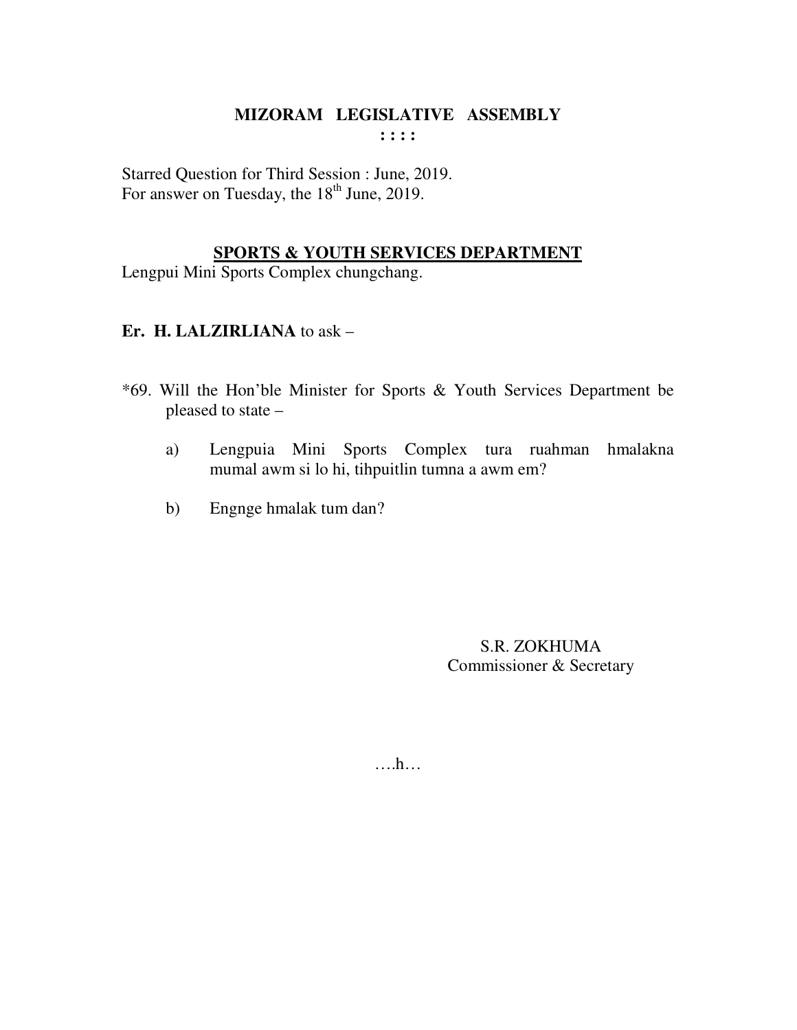**MIZORAM LEGISLATIVE ASSEMBLY**

**: : : :**

Starred Question for Third Session : June, 2019.
For answer on Tuesday, the 18th June, 2019.

**SPORTS & YOUTH SERVICES DEPARTMENT**

Lengpui Mini Sports Complex chungchang.

**Er. H. LALZIRLIANA** to ask –

*69. Will the Hon'ble Minister for Sports & Youth Services Department be pleased to state –

a) Lengpuia Mini Sports Complex tura ruahman hmalakna mumal awm si lo hi, tihpuitlin tumna a awm em?

b) Engnge hmalak tum dan?

S.R. ZOKHUMA
Commissioner & Secretary

….h…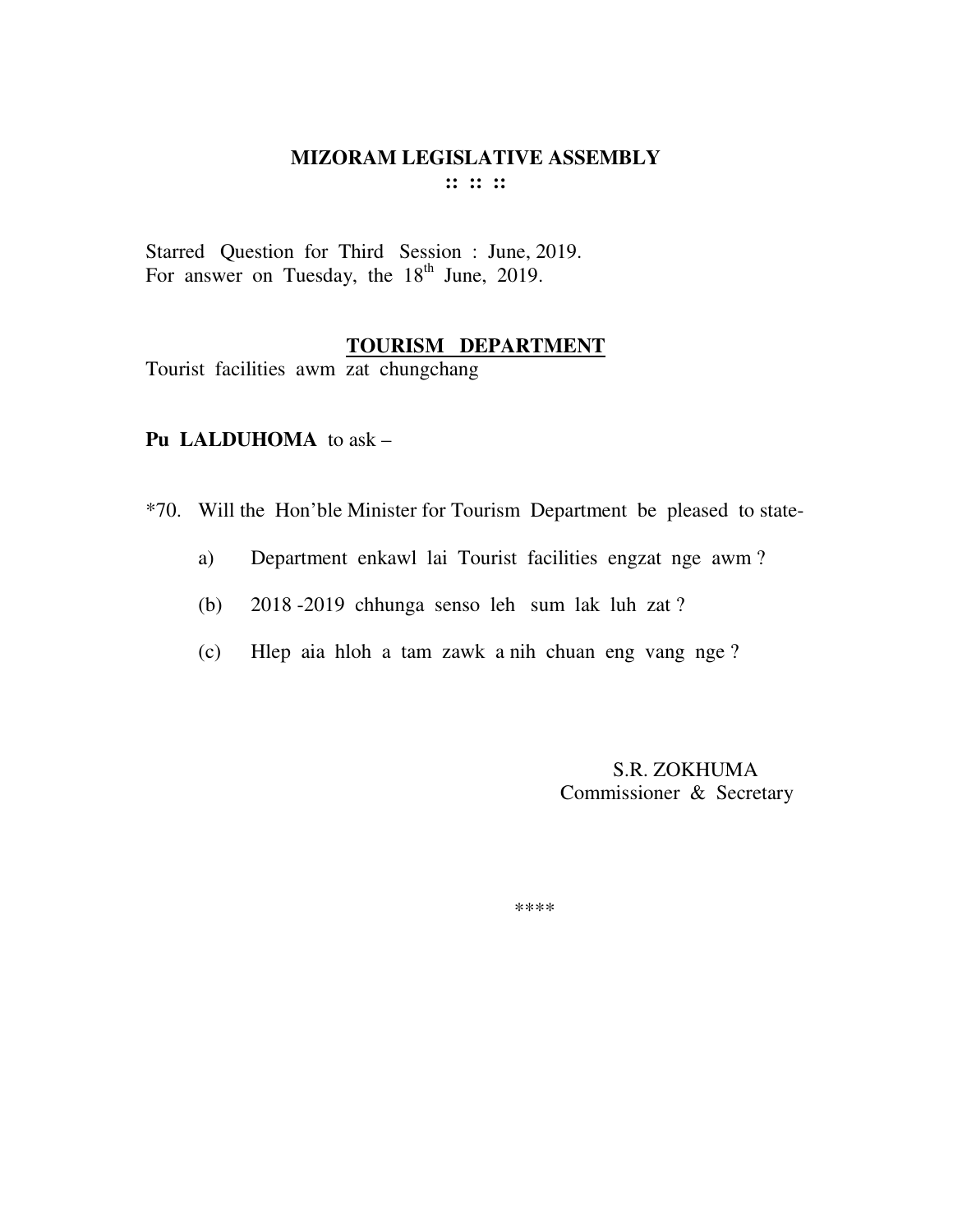# MIZORAM LEGISLATIVE ASSEMBLY

**:: :: ::**

Starred Question for Third Session : June, 2019.
For answer on Tuesday, the 18th June, 2019.

## TOURISM DEPARTMENT

Tourist facilities awm zat chungchang

**Pu LALDUHOMA** to ask –

*70. Will the Hon'ble Minister for Tourism Department be pleased to state-

a) Department enkawl lai Tourist facilities engzat nge awm ?

(b) 2018 -2019 chhunga senso leh sum lak luh zat ?

(c) Hlep aia hloh a tam zawk a nih chuan eng vang nge ?

S.R. ZOKHUMA
Commissioner & Secretary

****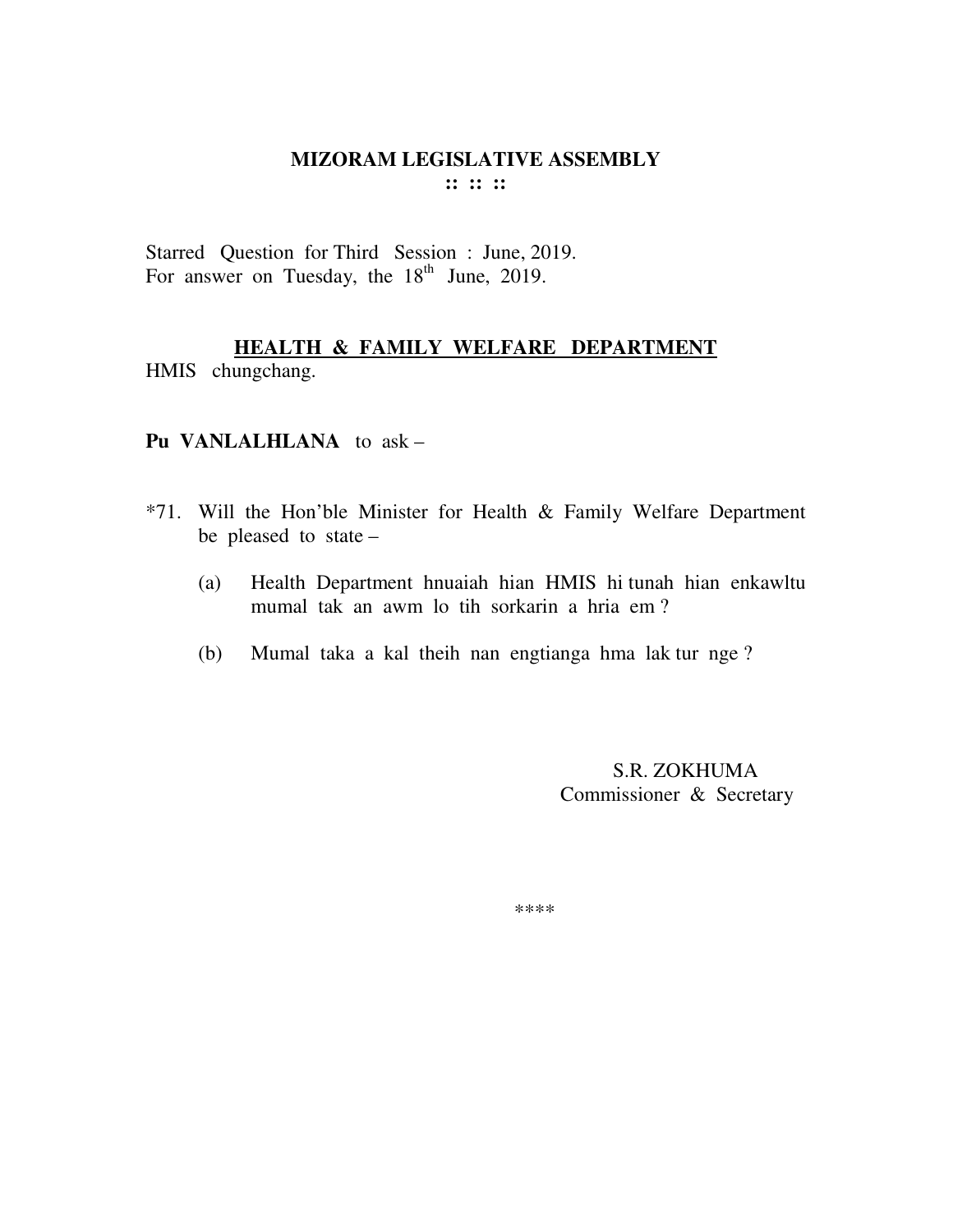# MIZORAM LEGISLATIVE ASSEMBLY

:: :: ::

Starred Question for Third Session : June, 2019.
For answer on Tuesday, the 18th June, 2019.

## HEALTH & FAMILY WELFARE DEPARTMENT

HMIS chungchang.

**Pu VANLALHLANA** to ask –

*71. Will the Hon'ble Minister for Health & Family Welfare Department be pleased to state –

(a) Health Department hnuaiah hian HMIS hi tunah hian enkawltu mumal tak an awm lo tih sorkarin a hria em ?

(b) Mumal taka a kal theih nan engtianga hma lak tur nge ?

S.R. ZOKHUMA
Commissioner & Secretary

****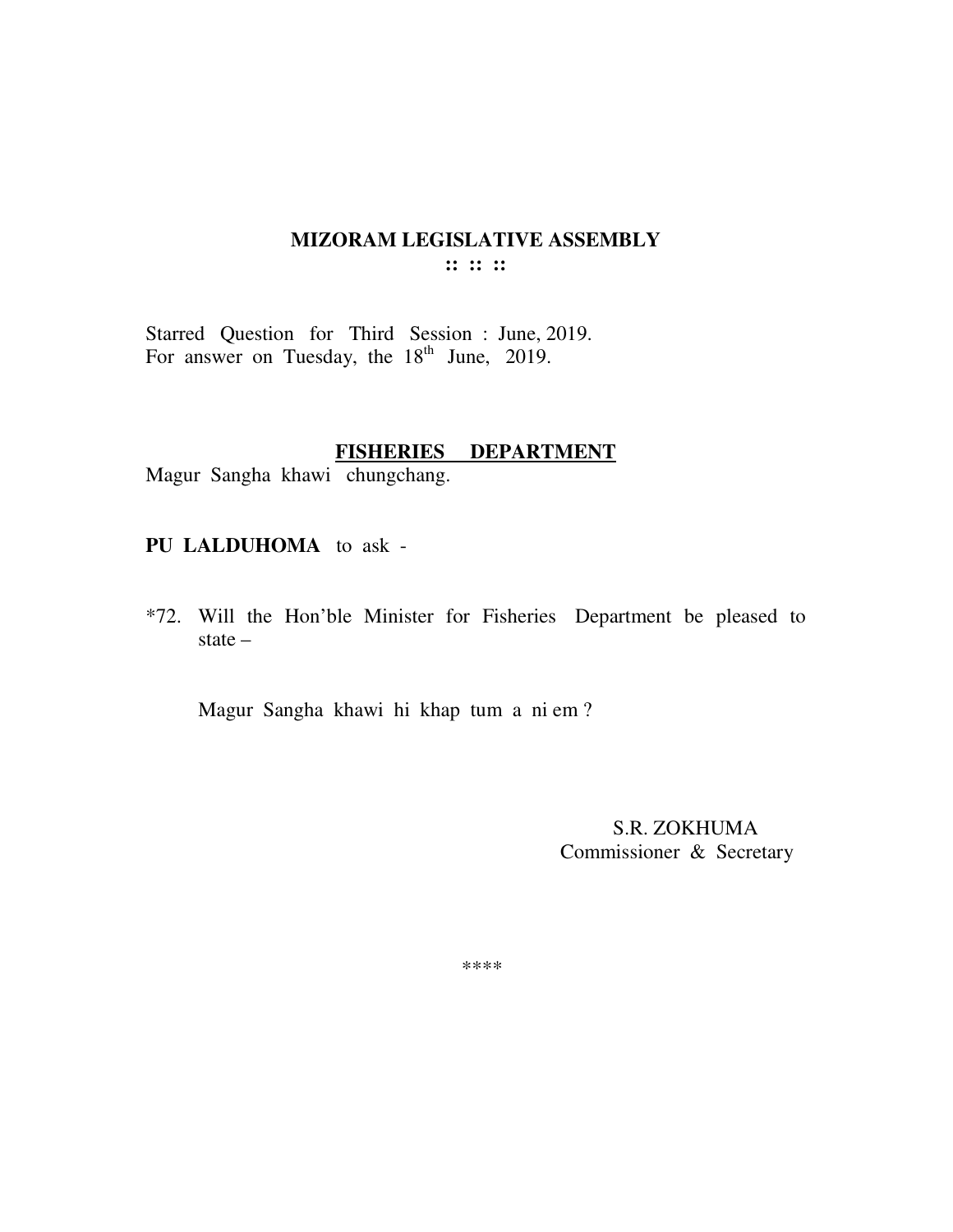# MIZORAM LEGISLATIVE ASSEMBLY

:: :: ::

Starred Question for Third Session : June, 2019.
For answer on Tuesday, the 18th June, 2019.

## FISHERIES DEPARTMENT

Magur Sangha khawi chungchang.

**PU LALDUHOMA** to ask -

*72. Will the Hon'ble Minister for Fisheries Department be pleased to state –

Magur Sangha khawi hi khap tum a ni em ?

S.R. ZOKHUMA
Commissioner & Secretary

****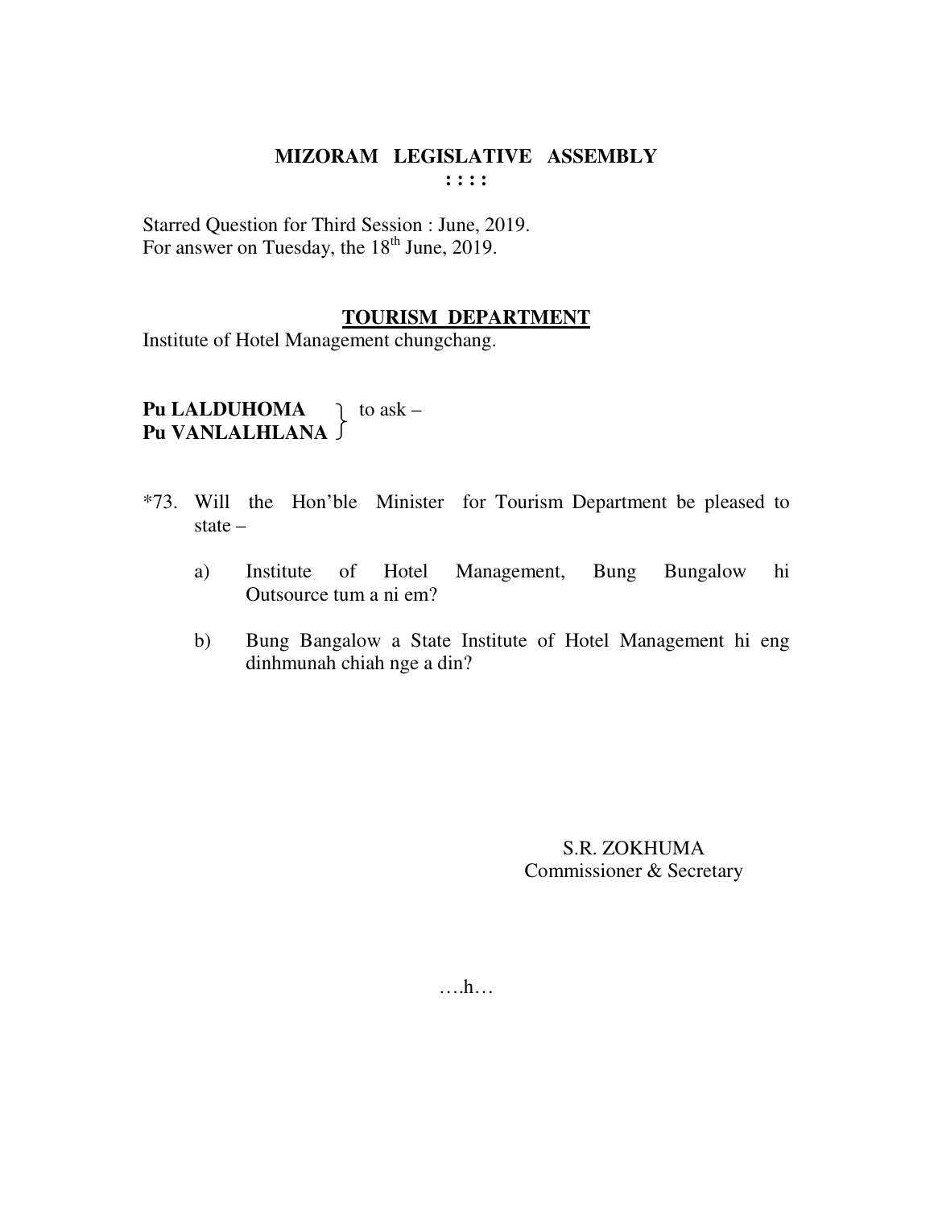# MIZORAM LEGISLATIVE ASSEMBLY

: : : :

Starred Question for Third Session : June, 2019.
For answer on Tuesday, the 18th June, 2019.

## TOURISM DEPARTMENT

Institute of Hotel Management chungchang.

**Pu LALDUHOMA**
**Pu VANLALHLANA** } to ask –

*73. Will the Hon'ble Minister for Tourism Department be pleased to state –

a) Institute of Hotel Management, Bung Bungalow hi Outsource tum a ni em?

b) Bung Bangalow a State Institute of Hotel Management hi eng dinhmunah chiah nge a din?

S.R. ZOKHUMA
Commissioner & Secretary

….h…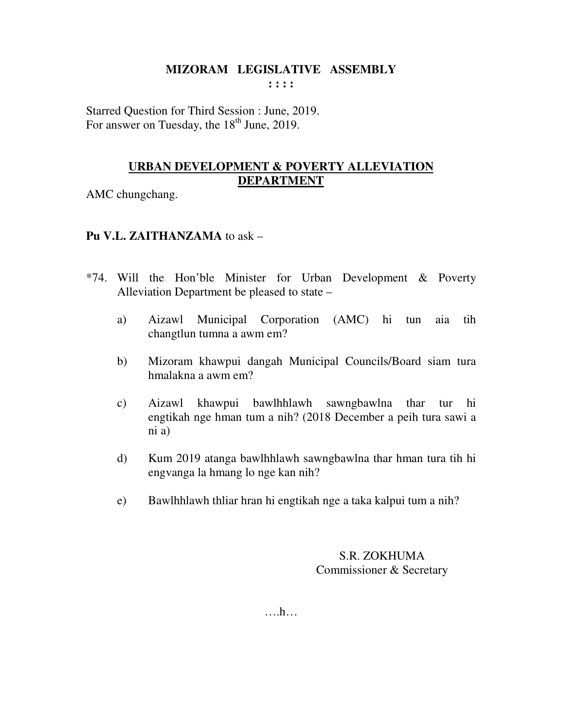# MIZORAM LEGISLATIVE ASSEMBLY

: : : :

Starred Question for Third Session : June, 2019.
For answer on Tuesday, the 18th June, 2019.

## URBAN DEVELOPMENT & POVERTY ALLEVIATION DEPARTMENT

AMC chungchang.

**Pu V.L. ZAITHANZAMA** to ask –

*74. Will the Hon'ble Minister for Urban Development & Poverty Alleviation Department be pleased to state –

a) Aizawl Municipal Corporation (AMC) hi tun aia tih changtlun tumna a awm em?

b) Mizoram khawpui dangah Municipal Councils/Board siam tura hmalakna a awm em?

c) Aizawl khawpui bawlhhlawh sawngbawlna thar tur hi engtikah nge hman tum a nih? (2018 December a peih tura sawi a ni a)

d) Kum 2019 atanga bawlhhlawh sawngbawlna thar hman tura tih hi engvanga la hmang lo nge kan nih?

e) Bawlhhlawh thliar hran hi engtikah nge a taka kalpui tum a nih?

S.R. ZOKHUMA
Commissioner & Secretary

….h…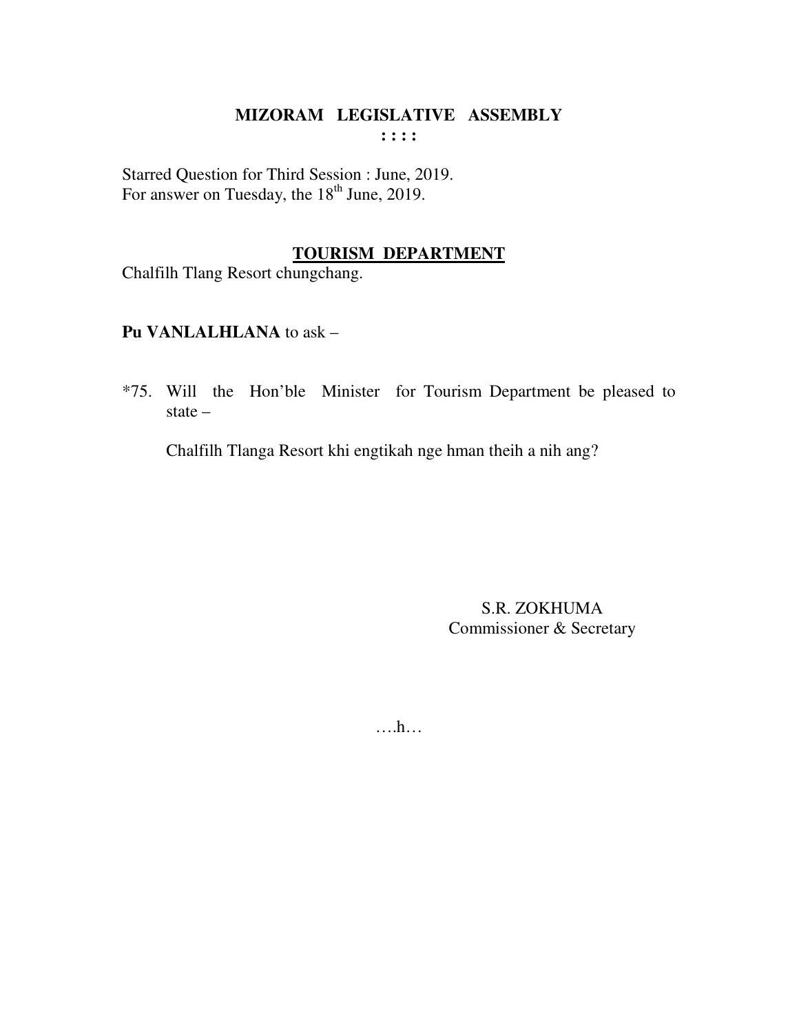# MIZORAM LEGISLATIVE ASSEMBLY

**: : : :**

Starred Question for Third Session : June, 2019.
For answer on Tuesday, the 18th June, 2019.

## TOURISM DEPARTMENT

Chalfilh Tlang Resort chungchang.

**Pu VANLALHLANA** to ask –

*75. Will the Hon'ble Minister for Tourism Department be pleased to state –

Chalfilh Tlanga Resort khi engtikah nge hman theih a nih ang?

S.R. ZOKHUMA
Commissioner & Secretary

….h…